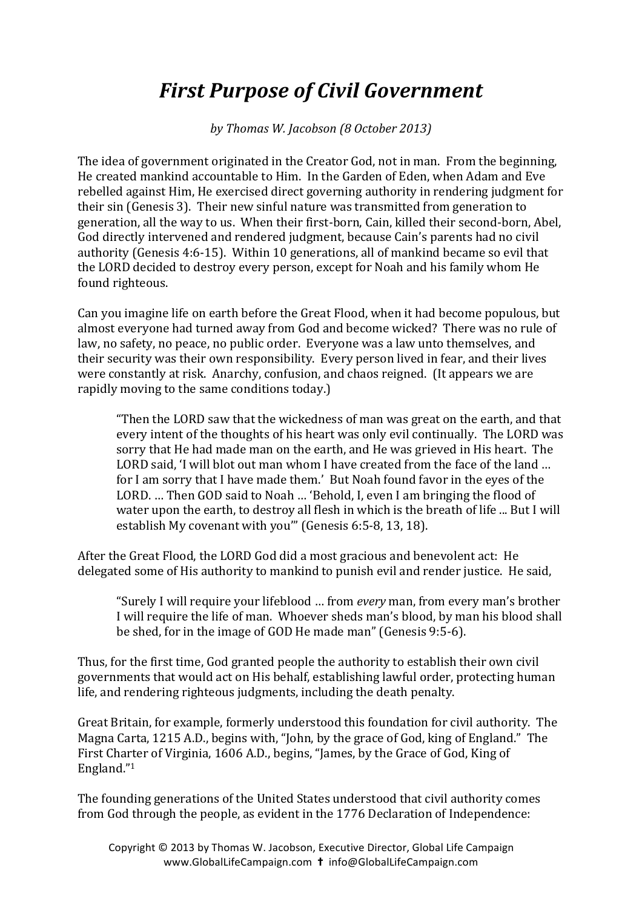# *First Purpose of Civil Government*

*by Thomas W. Jacobson (8 October 2013)*

The idea of government originated in the Creator God, not in man. From the beginning, He created mankind accountable to Him. In the Garden of Eden, when Adam and Eve rebelled against Him, He exercised direct governing authority in rendering judgment for their sin (Genesis 3). Their new sinful nature was transmitted from generation to generation, all the way to us. When their first-born, Cain, killed their second-born, Abel, God directly intervened and rendered judgment, because Cain's parents had no civil authority (Genesis 4:6-15). Within 10 generations, all of mankind became so evil that the LORD decided to destroy every person, except for Noah and his family whom He found righteous.

Can you imagine life on earth before the Great Flood, when it had become populous, but almost everyone had turned away from God and become wicked? There was no rule of law, no safety, no peace, no public order. Everyone was a law unto themselves, and their security was their own responsibility. Every person lived in fear, and their lives were constantly at risk. Anarchy, confusion, and chaos reigned. (It appears we are rapidly moving to the same conditions today.)

> "Then the LORD saw that the wickedness of man was great on the earth, and that every intent of the thoughts of his heart was only evil continually. The LORD was sorry that He had made man on the earth, and He was grieved in His heart. The LORD said, 'I will blot out man whom I have created from the face of the land … for I am sorry that I have made them.' But Noah found favor in the eyes of the LORD. … Then GOD said to Noah … 'Behold, I, even I am bringing the flood of water upon the earth, to destroy all flesh in which is the breath of life ... But I will establish My covenant with you'" (Genesis 6:5-8, 13, 18).

After the Great Flood, the LORD God did a most gracious and benevolent act: He delegated some of His authority to mankind to punish evil and render justice. He said,

> "Surely I will require your lifeblood … from *every* man, from every man's brother I will require the life of man. Whoever sheds man's blood, by man his blood shall be shed, for in the image of GOD He made man" (Genesis 9:5-6).

Thus, for the first time, God granted people the authority to establish their own civil governments that would act on His behalf, establishing lawful order, protecting human life, and rendering righteous judgments, including the death penalty.

Great Britain, for example, formerly understood this foundation for civil authority. The Magna Carta, 1215 A.D., begins with, "John, by the grace of God, king of England." The First Charter of Virginia, 1606 A.D., begins, "James, by the Grace of God, King of England."[1]

The founding generations of the United States understood that civil authority comes from God through the people, as evident in the 1776 Declaration of Independence: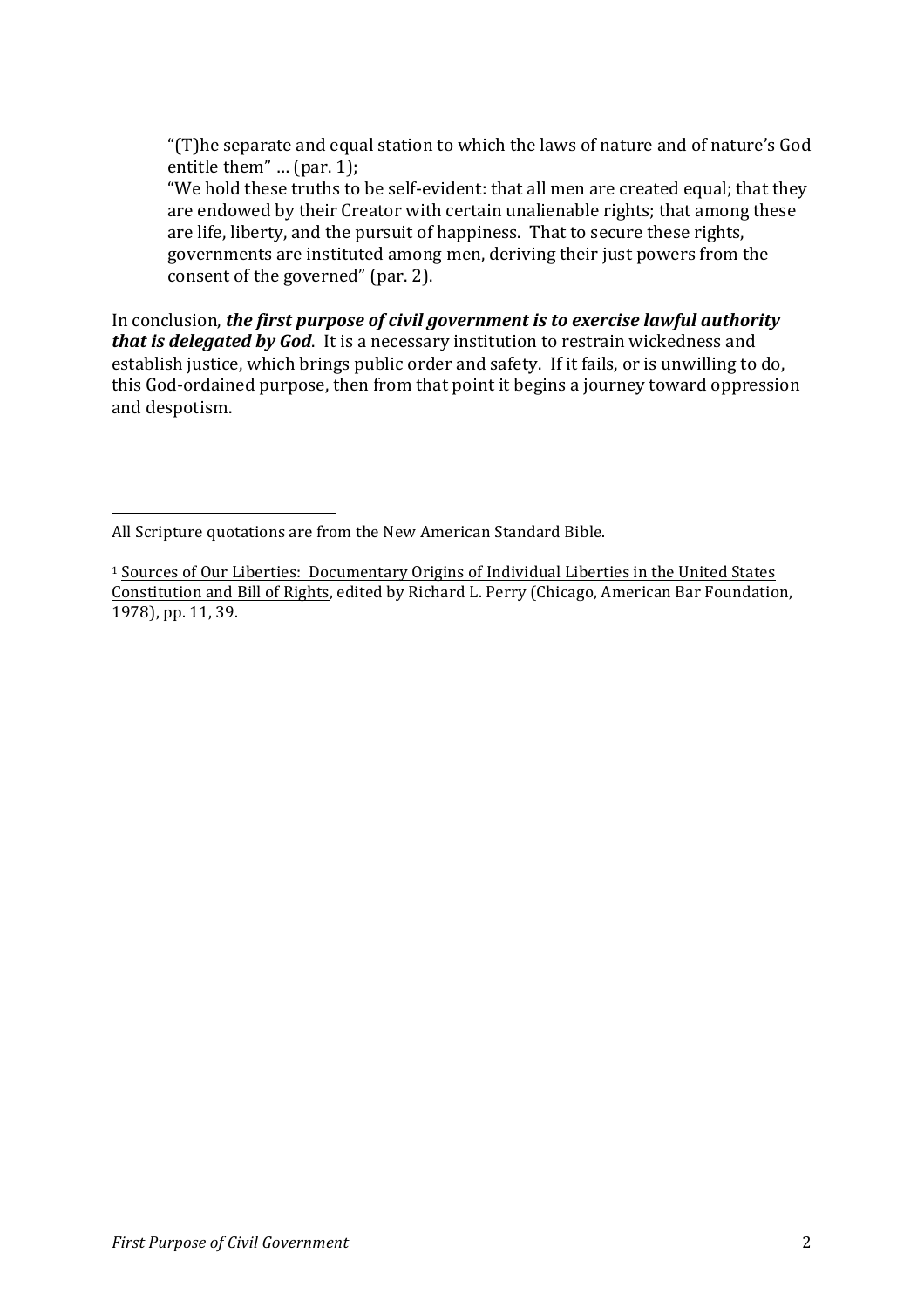> "(T)he separate and equal station to which the laws of nature and of nature's God entitle them" … (par. 1);
> "We hold these truths to be self-evident: that all men are created equal; that they are endowed by their Creator with certain unalienable rights; that among these are life, liberty, and the pursuit of happiness. That to secure these rights, governments are instituted among men, deriving their just powers from the consent of the governed" (par. 2).

In conclusion, ***the first purpose of civil government is to exercise lawful authority that is delegated by God***. It is a necessary institution to restrain wickedness and establish justice, which brings public order and safety. If it fails, or is unwilling to do, this God-ordained purpose, then from that point it begins a journey toward oppression and despotism.

---

All Scripture quotations are from the New American Standard Bible.

[1] Sources of Our Liberties: Documentary Origins of Individual Liberties in the United States Constitution and Bill of Rights, edited by Richard L. Perry (Chicago, American Bar Foundation, 1978), pp. 11, 39.